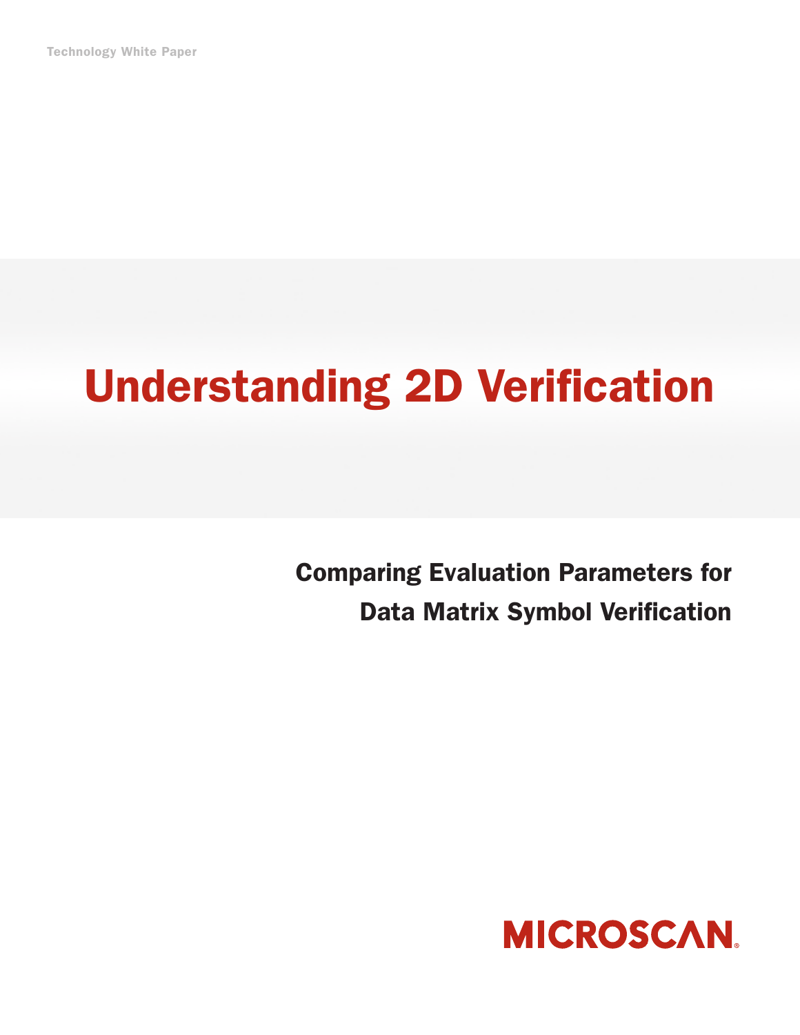Technology White Paper

# Understanding 2D Verification

## Comparing Evaluation Parameters for Data Matrix Symbol Verification

MICROSCAN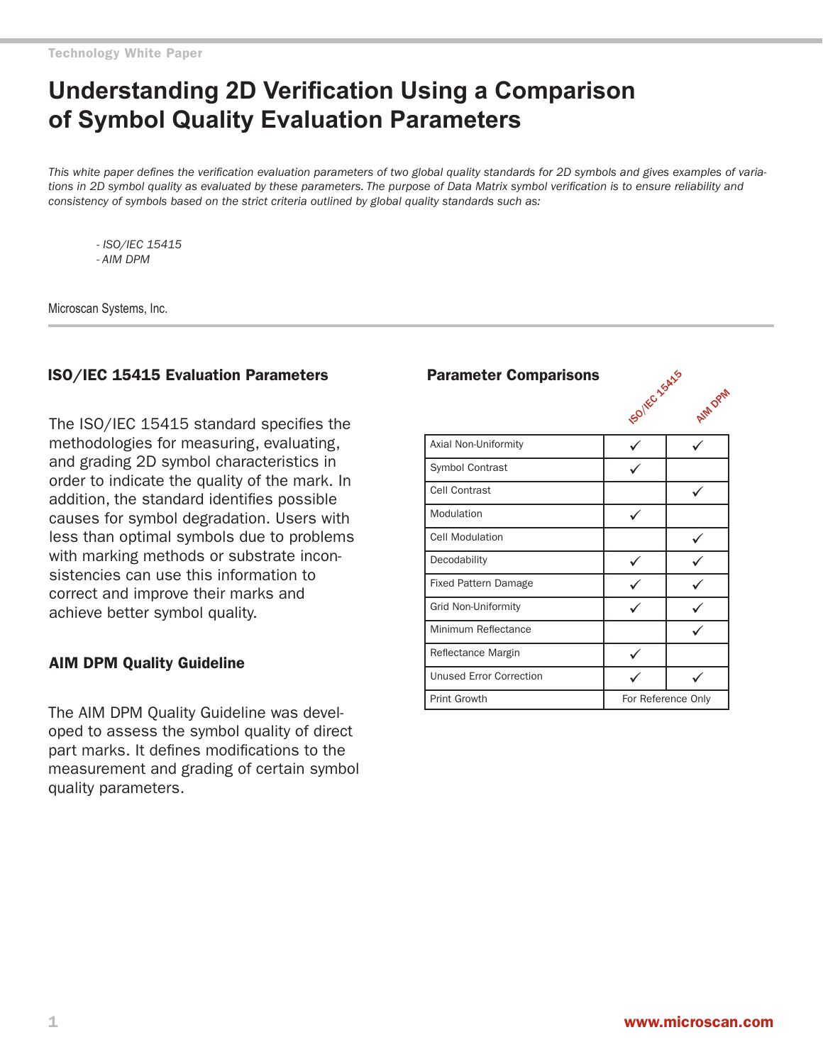Technology White Paper

# Understanding 2D Verification Using a Comparison of Symbol Quality Evaluation Parameters

*This white paper defines the verification evaluation parameters of two global quality standards for 2D symbols and gives examples of variations in 2D symbol quality as evaluated by these parameters. The purpose of Data Matrix symbol verification is to ensure reliability and consistency of symbols based on the strict criteria outlined by global quality standards such as:*

- *ISO/IEC 15415*
- *AIM DPM*

Microscan Systems, Inc.

## ISO/IEC 15415 Evaluation Parameters

The ISO/IEC 15415 standard specifies the methodologies for measuring, evaluating, and grading 2D symbol characteristics in order to indicate the quality of the mark. In addition, the standard identifies possible causes for symbol degradation. Users with less than optimal symbols due to problems with marking methods or substrate inconsistencies can use this information to correct and improve their marks and achieve better symbol quality.

## AIM DPM Quality Guideline

The AIM DPM Quality Guideline was developed to assess the symbol quality of direct part marks. It defines modifications to the measurement and grading of certain symbol quality parameters.

## Parameter Comparisons

| Parameter | ISO/IEC 15415 | AIM DPM |
|---|---|---|
| Axial Non-Uniformity | ✓ | ✓ |
| Symbol Contrast | ✓ | |
| Cell Contrast | | ✓ |
| Modulation | ✓ | |
| Cell Modulation | | ✓ |
| Decodability | ✓ | ✓ |
| Fixed Pattern Damage | ✓ | ✓ |
| Grid Non-Uniformity | ✓ | ✓ |
| Minimum Reflectance | | ✓ |
| Reflectance Margin | ✓ | |
| Unused Error Correction | ✓ | ✓ |
| Print Growth | For Reference Only | |

www.microscan.com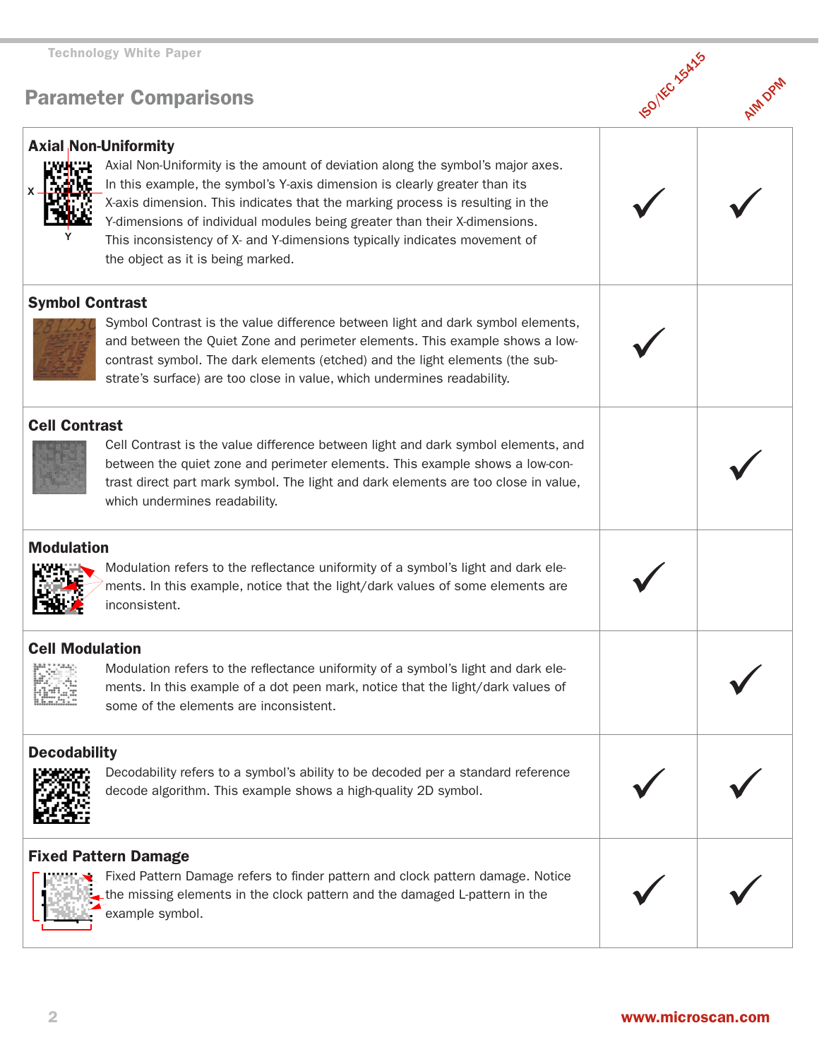## Parameter Comparisons

| Parameter | ISO/IEC 15415 | AIM DPM |
|---|---|---|
| **Axial Non-Uniformity**<br>Axial Non-Uniformity is the amount of deviation along the symbol's major axes. In this example, the symbol's Y-axis dimension is clearly greater than its X-axis dimension. This indicates that the marking process is resulting in the Y-dimensions of individual modules being greater than their X-dimensions. This inconsistency of X- and Y-dimensions typically indicates movement of the object as it is being marked. | ✓ | ✓ |
| **Symbol Contrast**<br>Symbol Contrast is the value difference between light and dark symbol elements, and between the Quiet Zone and perimeter elements. This example shows a low-contrast symbol. The dark elements (etched) and the light elements (the substrate's surface) are too close in value, which undermines readability. | ✓ | |
| **Cell Contrast**<br>Cell Contrast is the value difference between light and dark symbol elements, and between the quiet zone and perimeter elements. This example shows a low-contrast direct part mark symbol. The light and dark elements are too close in value, which undermines readability. | | ✓ |
| **Modulation**<br>Modulation refers to the reflectance uniformity of a symbol's light and dark elements. In this example, notice that the light/dark values of some elements are inconsistent. | ✓ | |
| **Cell Modulation**<br>Modulation refers to the reflectance uniformity of a symbol's light and dark elements. In this example of a dot peen mark, notice that the light/dark values of some of the elements are inconsistent. | | ✓ |
| **Decodability**<br>Decodability refers to a symbol's ability to be decoded per a standard reference decode algorithm. This example shows a high-quality 2D symbol. | ✓ | ✓ |
| **Fixed Pattern Damage**<br>Fixed Pattern Damage refers to finder pattern and clock pattern damage. Notice the missing elements in the clock pattern and the damaged L-pattern in the example symbol. | ✓ | ✓ |

www.microscan.com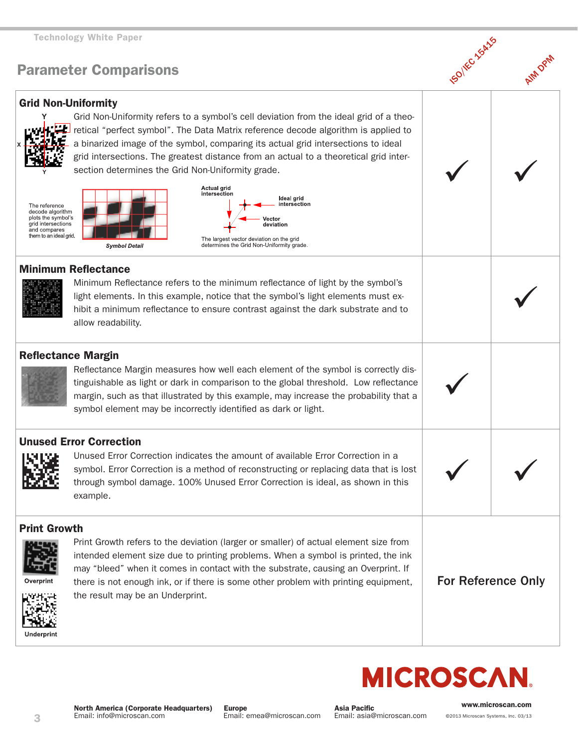## Parameter Comparisons

| Parameter | ISO/IEC 15415 | AIM DPM |
|---|---|---|
| **Grid Non-Uniformity**<br>Grid Non-Uniformity refers to a symbol's cell deviation from the ideal grid of a theoretical "perfect symbol". The Data Matrix reference decode algorithm is applied to a binarized image of the symbol, comparing its actual grid intersections to ideal grid intersections. The greatest distance from an actual to a theoretical grid intersection determines the Grid Non-Uniformity grade.<br>The reference decode algorithm plots the symbol's grid intersections and compares them to an ideal grid.<br>*Symbol Detail*<br>Actual grid intersection<br>Ideal grid intersection<br>Vector deviation<br>The largest vector deviation on the grid determines the Grid Non-Uniformity grade. | ✓ | ✓ |
| **Minimum Reflectance**<br>Minimum Reflectance refers to the minimum reflectance of light by the symbol's light elements. In this example, notice that the symbol's light elements must exhibit a minimum reflectance to ensure contrast against the dark substrate and to allow readability. | | ✓ |
| **Reflectance Margin**<br>Reflectance Margin measures how well each element of the symbol is correctly distinguishable as light or dark in comparison to the global threshold. Low reflectance margin, such as that illustrated by this example, may increase the probability that a symbol element may be incorrectly identified as dark or light. | ✓ | |
| **Unused Error Correction**<br>Unused Error Correction indicates the amount of available Error Correction in a symbol. Error Correction is a method of reconstructing or replacing data that is lost through symbol damage. 100% Unused Error Correction is ideal, as shown in this example. | ✓ | ✓ |
| **Print Growth**<br>Print Growth refers to the deviation (larger or smaller) of actual element size from intended element size due to printing problems. When a symbol is printed, the ink may "bleed" when it comes in contact with the substrate, causing an Overprint. If there is not enough ink, or if there is some other problem with printing equipment, the result may be an Underprint.<br>Overprint<br>Underprint | For Reference Only | |

**North America (Corporate Headquarters)**
Email: info@microscan.com

**Europe**
Email: emea@microscan.com

**Asia Pacific**
Email: asia@microscan.com

**www.microscan.com**
©2013 Microscan Systems, Inc. 03/13